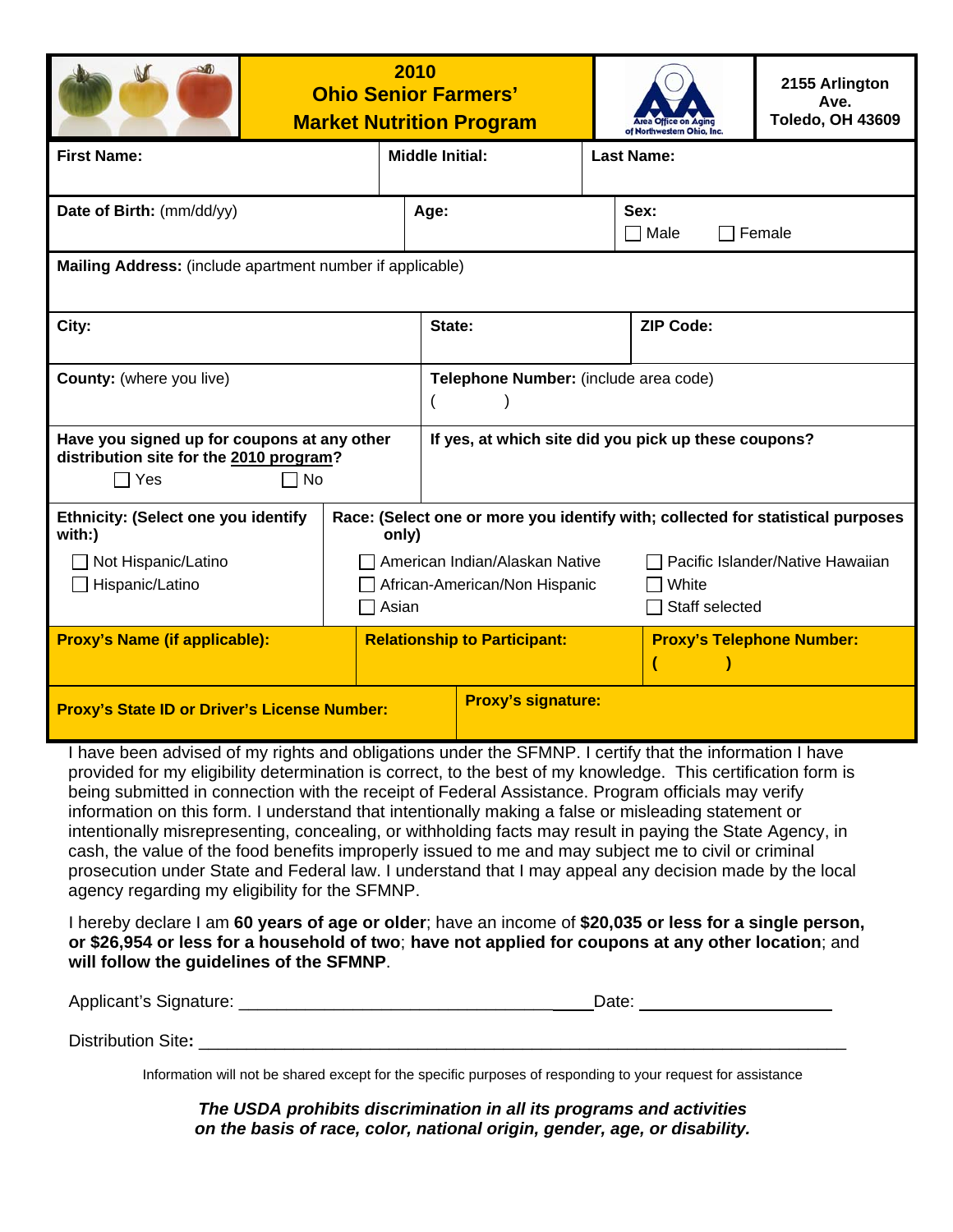# 2010 Ohio Senior Farmers' Market Nutrition Program

Area Office on Aging of Northwestern Ohio, Inc.

2155 Arlington Ave.
Toledo, OH 43609

| **First Name:** | **Middle Initial:** | **Last Name:** |
|---|---|---|
| | | |

| **Date of Birth:** (mm/dd/yy) | **Age:** | **Sex:** ☐ Male ☐ Female |
|---|---|---|
| | | |

**Mailing Address:** (include apartment number if applicable)

| **City:** | **State:** | **ZIP Code:** |
|---|---|---|
| | | |

| **County:** (where you live) | **Telephone Number:** (include area code) ( ) |
|---|---|
| | |

| **Have you signed up for coupons at any other distribution site for the 2010 program?** ☐ Yes ☐ No | **If yes, at which site did you pick up these coupons?** |
|---|---|
| | |

**Ethnicity: (Select one you identify with:)**

- ☐ Not Hispanic/Latino
- ☐ Hispanic/Latino

**Race: (Select one or more you identify with; collected for statistical purposes only)**

- ☐ American Indian/Alaskan Native
- ☐ African-American/Non Hispanic
- ☐ Asian
- ☐ Pacific Islander/Native Hawaiian
- ☐ White
- ☐ Staff selected

| **Proxy's Name (if applicable):** | **Relationship to Participant:** | **Proxy's Telephone Number:** ( ) |
|---|---|---|
| | | |

| **Proxy's State ID or Driver's License Number:** | **Proxy's signature:** |
|---|---|
| | |

I have been advised of my rights and obligations under the SFMNP. I certify that the information I have provided for my eligibility determination is correct, to the best of my knowledge. This certification form is being submitted in connection with the receipt of Federal Assistance. Program officials may verify information on this form. I understand that intentionally making a false or misleading statement or intentionally misrepresenting, concealing, or withholding facts may result in paying the State Agency, in cash, the value of the food benefits improperly issued to me and may subject me to civil or criminal prosecution under State and Federal law. I understand that I may appeal any decision made by the local agency regarding my eligibility for the SFMNP.

I hereby declare I am **60 years of age or older**; have an income of **$20,035 or less for a single person, or $26,954 or less for a household of two**; **have not applied for coupons at any other location**; and **will follow the guidelines of the SFMNP**.

Applicant's Signature: ______________________________________ Date: ____________________

Distribution Site: __________________________________________________________________

Information will not be shared except for the specific purposes of responding to your request for assistance

***The USDA prohibits discrimination in all its programs and activities on the basis of race, color, national origin, gender, age, or disability.***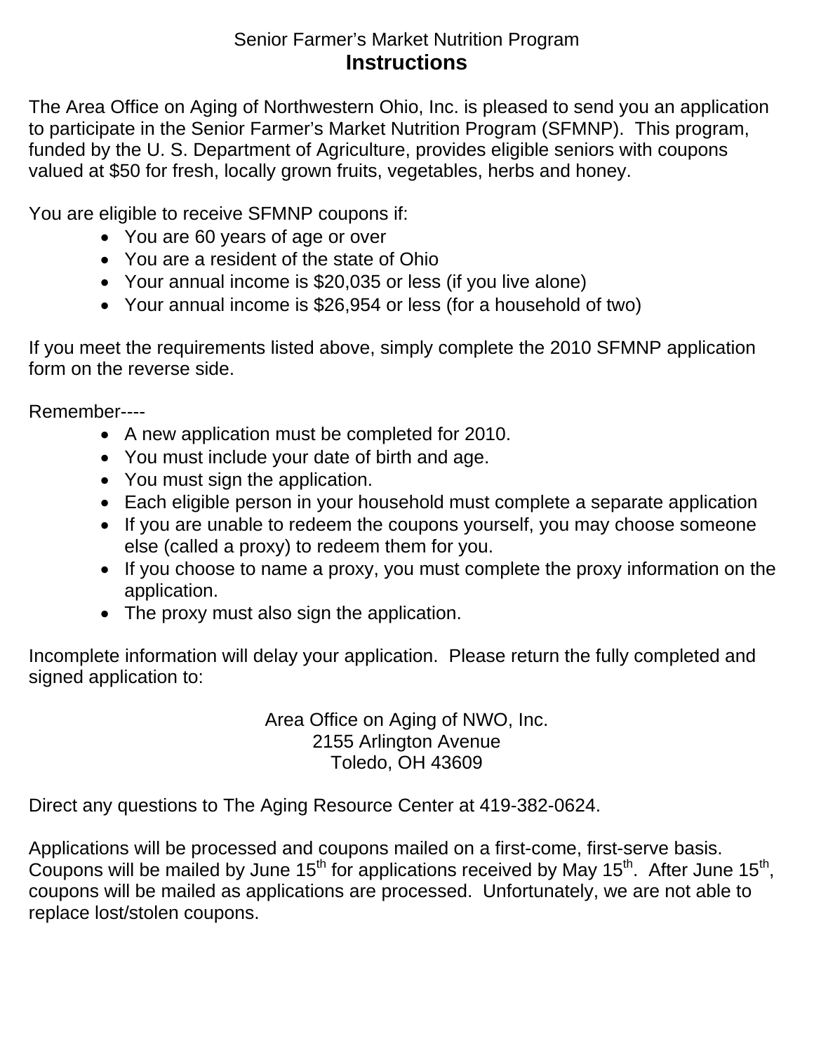Senior Farmer's Market Nutrition Program

# Instructions

The Area Office on Aging of Northwestern Ohio, Inc. is pleased to send you an application to participate in the Senior Farmer's Market Nutrition Program (SFMNP). This program, funded by the U. S. Department of Agriculture, provides eligible seniors with coupons valued at $50 for fresh, locally grown fruits, vegetables, herbs and honey.

You are eligible to receive SFMNP coupons if:

- You are 60 years of age or over
- You are a resident of the state of Ohio
- Your annual income is $20,035 or less (if you live alone)
- Your annual income is $26,954 or less (for a household of two)

If you meet the requirements listed above, simply complete the 2010 SFMNP application form on the reverse side.

Remember----

- A new application must be completed for 2010.
- You must include your date of birth and age.
- You must sign the application.
- Each eligible person in your household must complete a separate application
- If you are unable to redeem the coupons yourself, you may choose someone else (called a proxy) to redeem them for you.
- If you choose to name a proxy, you must complete the proxy information on the application.
- The proxy must also sign the application.

Incomplete information will delay your application. Please return the fully completed and signed application to:

Area Office on Aging of NWO, Inc.
2155 Arlington Avenue
Toledo, OH 43609

Direct any questions to The Aging Resource Center at 419-382-0624.

Applications will be processed and coupons mailed on a first-come, first-serve basis. Coupons will be mailed by June 15th for applications received by May 15th. After June 15th, coupons will be mailed as applications are processed. Unfortunately, we are not able to replace lost/stolen coupons.